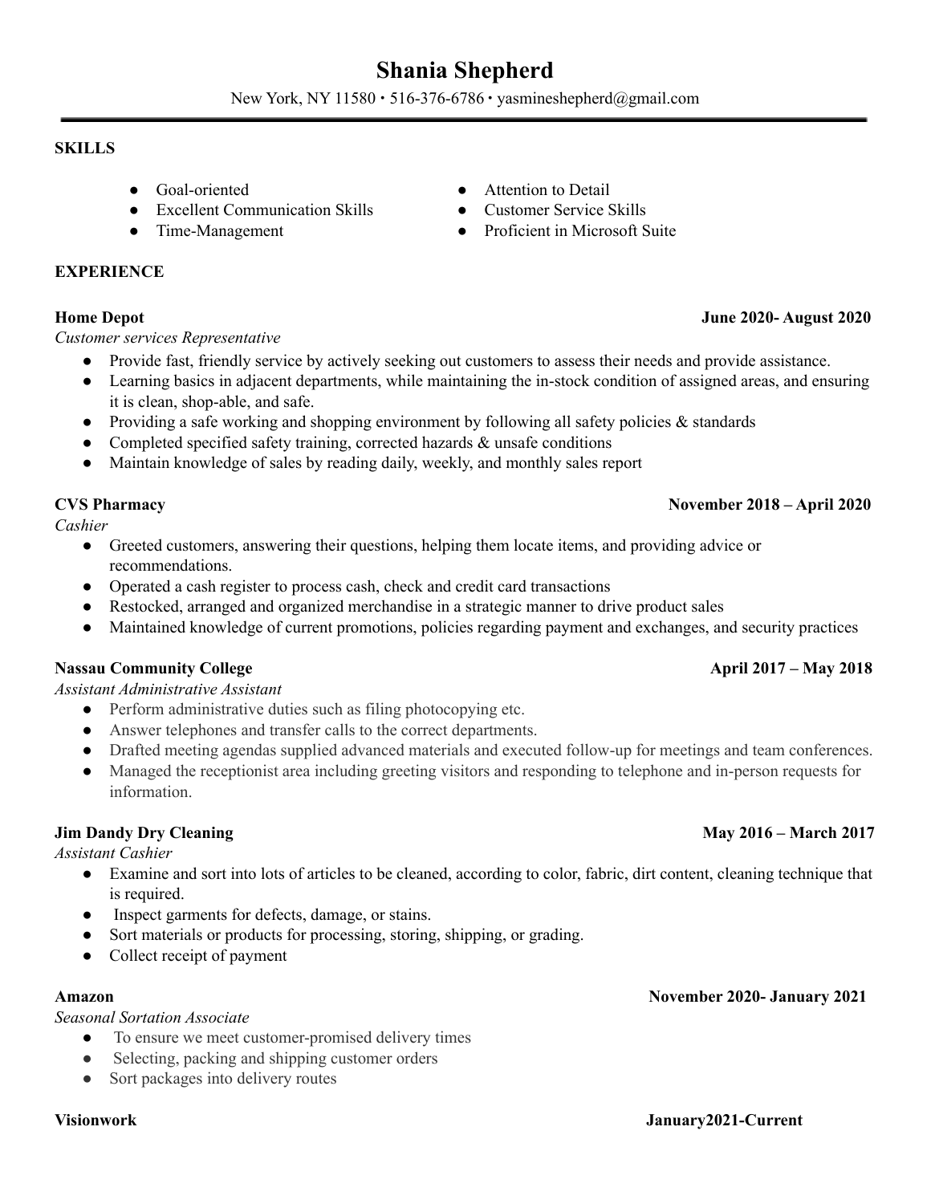# Shania Shepherd

New York, NY 11580 • 516-376-6786 • yasmineshepherd@gmail.com

---

## SKILLS

- Goal-oriented
- Excellent Communication Skills
- Time-Management
- Attention to Detail
- Customer Service Skills
- Proficient in Microsoft Suite

## EXPERIENCE

**Home Depot** **June 2020- August 2020**

*Customer services Representative*

- Provide fast, friendly service by actively seeking out customers to assess their needs and provide assistance.
- Learning basics in adjacent departments, while maintaining the in-stock condition of assigned areas, and ensuring it is clean, shop-able, and safe.
- Providing a safe working and shopping environment by following all safety policies & standards
- Completed specified safety training, corrected hazards & unsafe conditions
- Maintain knowledge of sales by reading daily, weekly, and monthly sales report

**CVS Pharmacy** **November 2018 – April 2020**

*Cashier*

- Greeted customers, answering their questions, helping them locate items, and providing advice or recommendations.
- Operated a cash register to process cash, check and credit card transactions
- Restocked, arranged and organized merchandise in a strategic manner to drive product sales
- Maintained knowledge of current promotions, policies regarding payment and exchanges, and security practices

**Nassau Community College** **April 2017 – May 2018**

*Assistant Administrative Assistant*

- Perform administrative duties such as filing photocopying etc.
- Answer telephones and transfer calls to the correct departments.
- Drafted meeting agendas supplied advanced materials and executed follow-up for meetings and team conferences.
- Managed the receptionist area including greeting visitors and responding to telephone and in-person requests for information.

**Jim Dandy Dry Cleaning** **May 2016 – March 2017**

*Assistant Cashier*

- Examine and sort into lots of articles to be cleaned, according to color, fabric, dirt content, cleaning technique that is required.
- Inspect garments for defects, damage, or stains.
- Sort materials or products for processing, storing, shipping, or grading.
- Collect receipt of payment

**Amazon** **November 2020- January 2021**

*Seasonal Sortation Associate*

- To ensure we meet customer-promised delivery times
- Selecting, packing and shipping customer orders
- Sort packages into delivery routes

**Visionwork** **January2021-Current**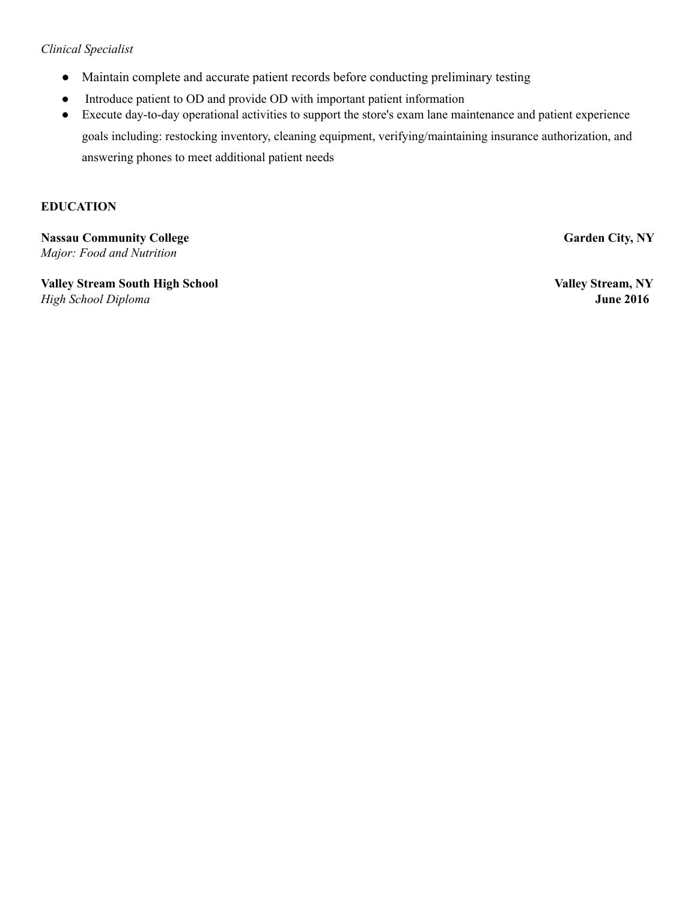*Clinical Specialist*

- Maintain complete and accurate patient records before conducting preliminary testing
- Introduce patient to OD and provide OD with important patient information
- Execute day-to-day operational activities to support the store's exam lane maintenance and patient experience goals including: restocking inventory, cleaning equipment, verifying/maintaining insurance authorization, and answering phones to meet additional patient needs

## EDUCATION

**Nassau Community College** — **Garden City, NY**
*Major: Food and Nutrition*

**Valley Stream South High School** — **Valley Stream, NY**
*High School Diploma* — **June 2016**